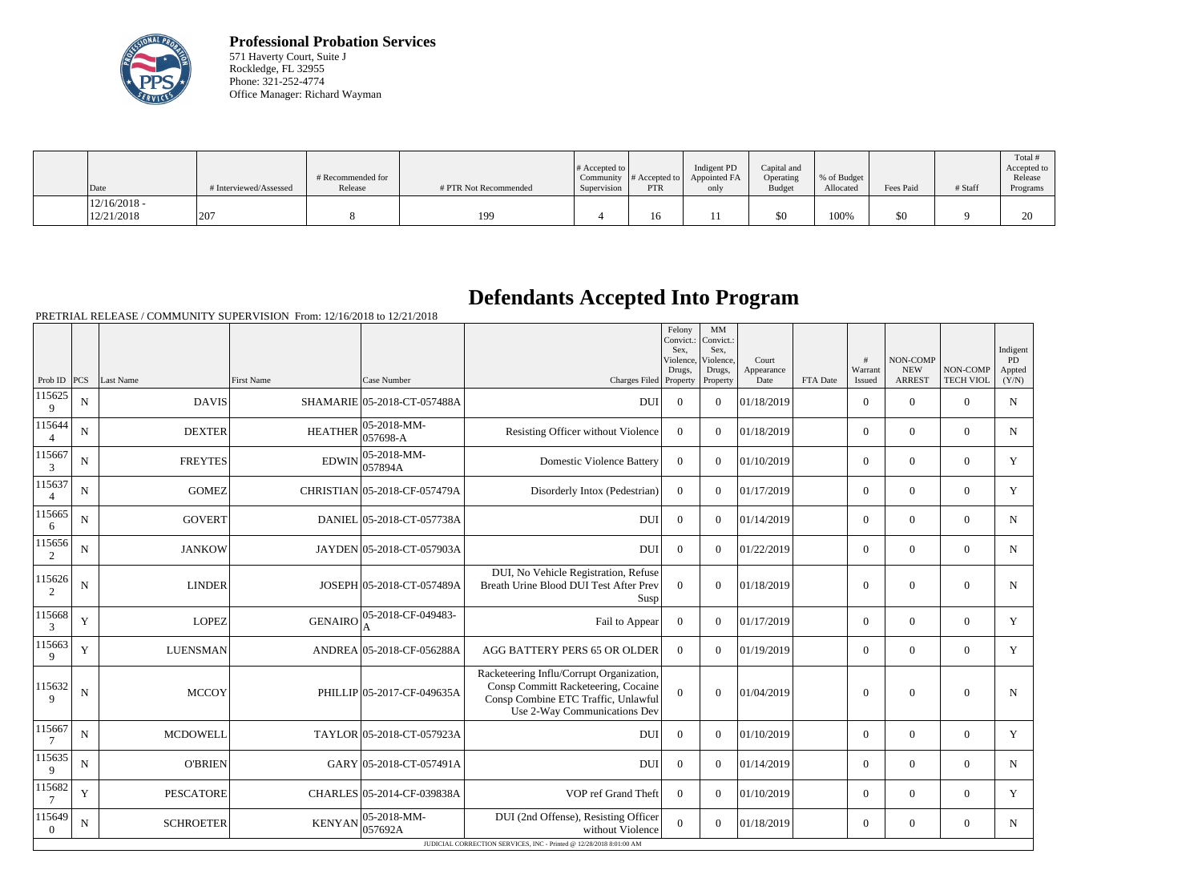**Professional Probation Services**
571 Haverty Court, Suite J
Rockledge, FL 32955
Phone: 321-252-4774
Office Manager: Richard Wayman

| Date | # Interviewed/Assessed | # Recommended for Release | # PTR Not Recommended | # Accepted to Community Supervision | # Accepted to PTR | Indigent PD Appointed FA only | Capital and Operating Budget | % of Budget Allocated | Fees Paid | # Staff | Total # Accepted to Release Programs |
|---|---|---|---|---|---|---|---|---|---|---|---|
| 12/16/2018 - 12/21/2018 | 207 | 8 | 199 | 4 | 16 | 11 | $0 | 100% | $0 | 9 | 20 |

# Defendants Accepted Into Program

PRETRIAL RELEASE / COMMUNITY SUPERVISION From: 12/16/2018 to 12/21/2018

| Prob ID | PCS | Last Name | First Name | Case Number | Charges Filed | Felony Convict.: Sex, Violence, Drugs, Property | MM Convict.: Sex, Violence, Drugs, Property | Court Appearance Date | FTA Date | # Warrant Issued | NON-COMP NEW ARREST | NON-COMP TECH VIOL | Indigent PD Appted (Y/N) |
|---|---|---|---|---|---|---|---|---|---|---|---|---|---|
| 1156259 | N | DAVIS | SHAMARIE | 05-2018-CT-057488A | DUI | 0 | 0 | 01/18/2019 | | 0 | 0 | 0 | N |
| 1156444 | N | DEXTER | HEATHER | 05-2018-MM-057698-A | Resisting Officer without Violence | 0 | 0 | 01/18/2019 | | 0 | 0 | 0 | N |
| 1156673 | N | FREYTES | EDWIN | 05-2018-MM-057894A | Domestic Violence Battery | 0 | 0 | 01/10/2019 | | 0 | 0 | 0 | Y |
| 1156374 | N | GOMEZ | CHRISTIAN | 05-2018-CF-057479A | Disorderly Intox (Pedestrian) | 0 | 0 | 01/17/2019 | | 0 | 0 | 0 | Y |
| 1156656 | N | GOVERT | DANIEL | 05-2018-CT-057738A | DUI | 0 | 0 | 01/14/2019 | | 0 | 0 | 0 | N |
| 1156562 | N | JANKOW | JAYDEN | 05-2018-CT-057903A | DUI | 0 | 0 | 01/22/2019 | | 0 | 0 | 0 | N |
| 1156262 | N | LINDER | JOSEPH | 05-2018-CT-057489A | DUI, No Vehicle Registration, Refuse Breath Urine Blood DUI Test After Prev Susp | 0 | 0 | 01/18/2019 | | 0 | 0 | 0 | N |
| 1156683 | Y | LOPEZ | GENAIRO | 05-2018-CF-049483-A | Fail to Appear | 0 | 0 | 01/17/2019 | | 0 | 0 | 0 | Y |
| 1156639 | Y | LUENSMAN | ANDREA | 05-2018-CF-056288A | AGG BATTERY PERS 65 OR OLDER | 0 | 0 | 01/19/2019 | | 0 | 0 | 0 | Y |
| 1156329 | N | MCCOY | PHILLIP | 05-2017-CF-049635A | Racketeering Influ/Corrupt Organization, Consp Committ Racketeering, Cocaine Consp Combine ETC Traffic, Unlawful Use 2-Way Communications Dev | 0 | 0 | 01/04/2019 | | 0 | 0 | 0 | N |
| 1156677 | N | MCDOWELL | TAYLOR | 05-2018-CT-057923A | DUI | 0 | 0 | 01/10/2019 | | 0 | 0 | 0 | Y |
| 1156359 | N | O'BRIEN | GARY | 05-2018-CT-057491A | DUI | 0 | 0 | 01/14/2019 | | 0 | 0 | 0 | N |
| 1156827 | Y | PESCATORE | CHARLES | 05-2014-CF-039838A | VOP ref Grand Theft | 0 | 0 | 01/10/2019 | | 0 | 0 | 0 | Y |
| 1156490 | N | SCHROETER | KENYAN | 05-2018-MM-057692A | DUI (2nd Offense), Resisting Officer without Violence | 0 | 0 | 01/18/2019 | | 0 | 0 | 0 | N |

JUDICIAL CORRECTION SERVICES, INC - Printed @ 12/28/2018 8:01:00 AM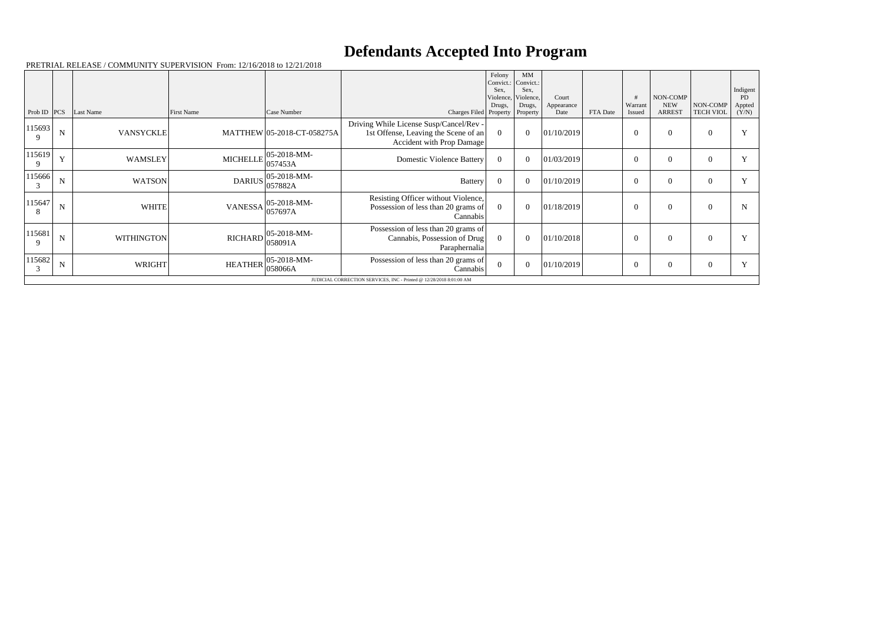# Defendants Accepted Into Program

PRETRIAL RELEASE / COMMUNITY SUPERVISION From: 12/16/2018 to 12/21/2018

| Prob ID | PCS | Last Name | First Name | Case Number | Charges Filed | Felony Convict.: Sex, Violence, Drugs, Property | MM Convict.: Sex, Violence, Drugs, Property | Court Appearance Date | FTA Date | # Warrant Issued | NON-COMP NEW ARREST | NON-COMP TECH VIOL | Indigent PD Appted (Y/N) |
|---|---|---|---|---|---|---|---|---|---|---|---|---|---|
| 1156939 | N | VANSYCKLE | MATTHEW | 05-2018-CT-058275A | Driving While License Susp/Cancel/Rev - 1st Offense, Leaving the Scene of an Accident with Prop Damage | 0 | 0 | 01/10/2019 | | 0 | 0 | 0 | Y |
| 1156199 | Y | WAMSLEY | MICHELLE | 05-2018-MM-057453A | Domestic Violence Battery | 0 | 0 | 01/03/2019 | | 0 | 0 | 0 | Y |
| 1156663 | N | WATSON | DARIUS | 05-2018-MM-057882A | Battery | 0 | 0 | 01/10/2019 | | 0 | 0 | 0 | Y |
| 1156478 | N | WHITE | VANESSA | 05-2018-MM-057697A | Resisting Officer without Violence, Possession of less than 20 grams of Cannabis | 0 | 0 | 01/18/2019 | | 0 | 0 | 0 | N |
| 1156819 | N | WITHINGTON | RICHARD | 05-2018-MM-058091A | Possession of less than 20 grams of Cannabis, Possession of Drug Paraphernalia | 0 | 0 | 01/10/2018 | | 0 | 0 | 0 | Y |
| 1156823 | N | WRIGHT | HEATHER | 05-2018-MM-058066A | Possession of less than 20 grams of Cannabis | 0 | 0 | 01/10/2019 | | 0 | 0 | 0 | Y |

JUDICIAL CORRECTION SERVICES, INC - Printed @ 12/28/2018 8:01:00 AM